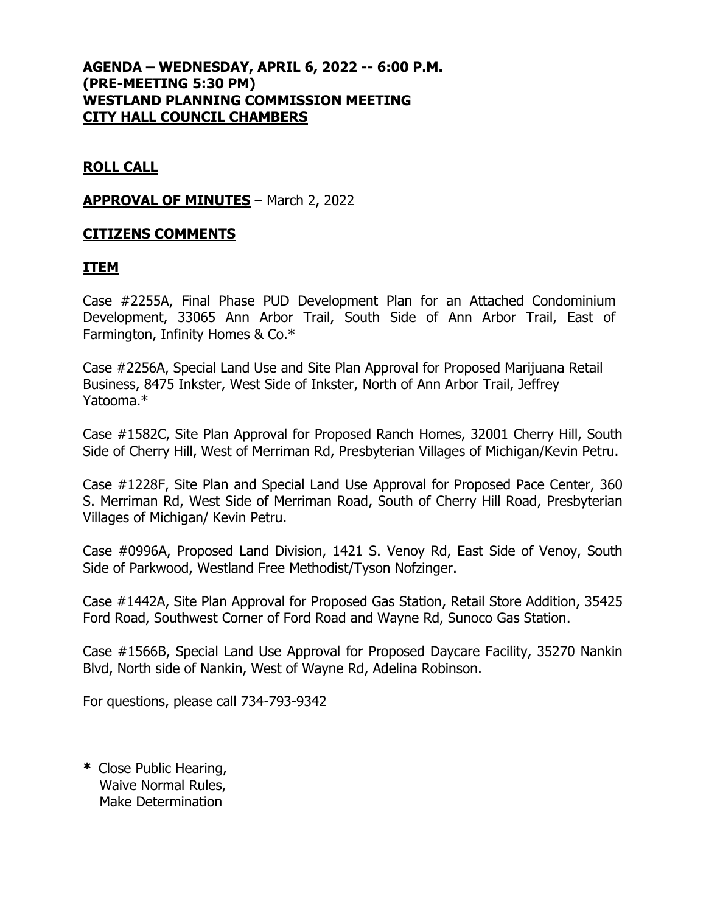# **AGENDA – WEDNESDAY, APRIL 6, 2022 -- 6:00 P.M.**
# **(PRE-MEETING 5:30 PM)**
# **WESTLAND PLANNING COMMISSION MEETING**
# **CITY HALL COUNCIL CHAMBERS**

## **ROLL CALL**

**APPROVAL OF MINUTES** – March 2, 2022

## **CITIZENS COMMENTS**

## **ITEM**

Case #2255A, Final Phase PUD Development Plan for an Attached Condominium Development, 33065 Ann Arbor Trail, South Side of Ann Arbor Trail, East of Farmington, Infinity Homes & Co.*

Case #2256A, Special Land Use and Site Plan Approval for Proposed Marijuana Retail Business, 8475 Inkster, West Side of Inkster, North of Ann Arbor Trail, Jeffrey Yatooma.*

Case #1582C, Site Plan Approval for Proposed Ranch Homes, 32001 Cherry Hill, South Side of Cherry Hill, West of Merriman Rd, Presbyterian Villages of Michigan/Kevin Petru.

Case #1228F, Site Plan and Special Land Use Approval for Proposed Pace Center, 360 S. Merriman Rd, West Side of Merriman Road, South of Cherry Hill Road, Presbyterian Villages of Michigan/ Kevin Petru.

Case #0996A, Proposed Land Division, 1421 S. Venoy Rd, East Side of Venoy, South Side of Parkwood, Westland Free Methodist/Tyson Nofzinger.

Case #1442A, Site Plan Approval for Proposed Gas Station, Retail Store Addition, 35425 Ford Road, Southwest Corner of Ford Road and Wayne Rd, Sunoco Gas Station.

Case #1566B, Special Land Use Approval for Proposed Daycare Facility, 35270 Nankin Blvd, North side of Nankin, West of Wayne Rd, Adelina Robinson.

For questions, please call 734-793-9342

---

**\*** Close Public Hearing,
Waive Normal Rules,
Make Determination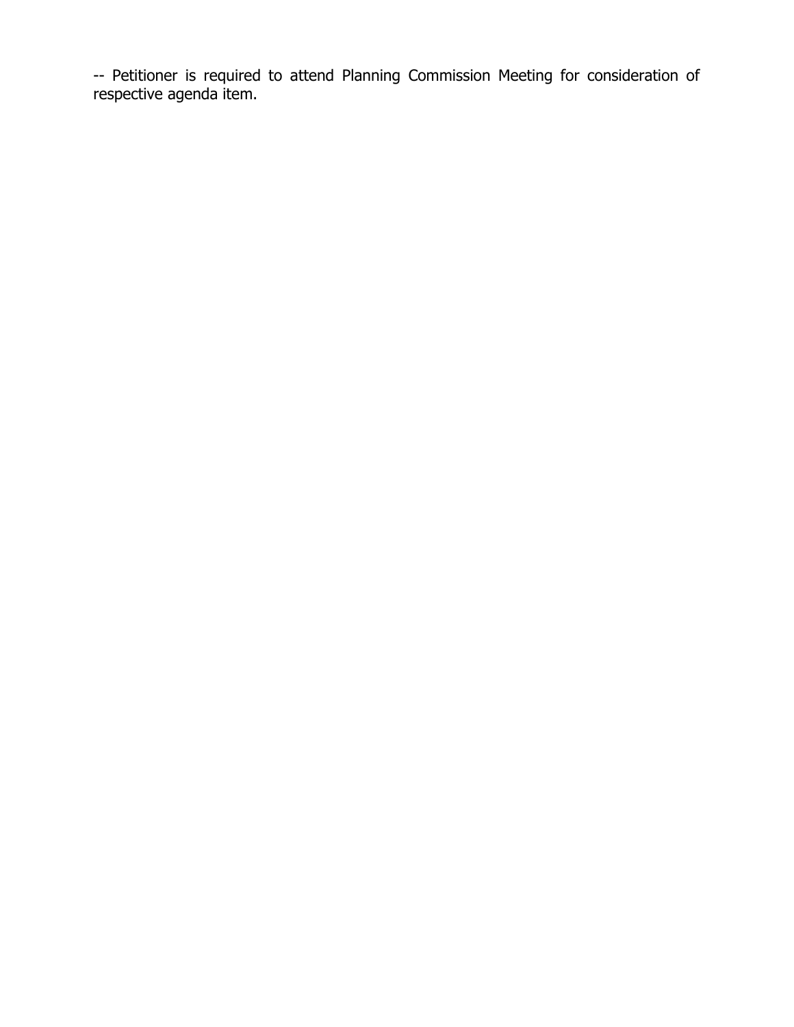-- Petitioner is required to attend Planning Commission Meeting for consideration of respective agenda item.